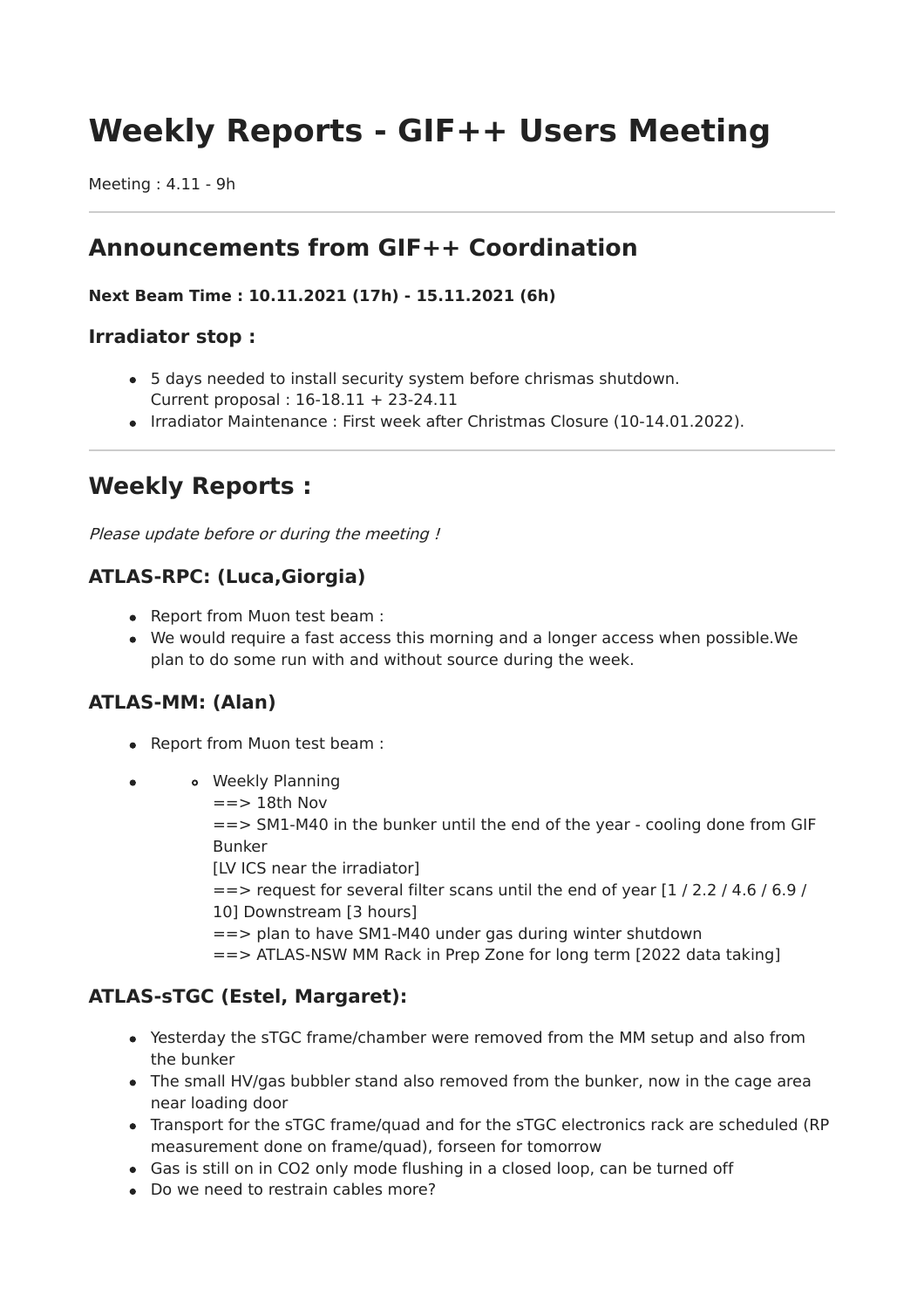# Weekly Reports - GIF++ Users Meeting

Meeting : 4.11 - 9h

---

## Announcements from GIF++ Coordination

**Next Beam Time : 10.11.2021 (17h) - 15.11.2021 (6h)**

### Irradiator stop :

- 5 days needed to install security system before chrismas shutdown.
  Current proposal : 16-18.11 + 23-24.11
- Irradiator Maintenance : First week after Christmas Closure (10-14.01.2022).

---

## Weekly Reports :

*Please update before or during the meeting !*

### ATLAS-RPC: (Luca,Giorgia)

- Report from Muon test beam :
- We would require a fast access this morning and a longer access when possible.We plan to do some run with and without source during the week.

### ATLAS-MM: (Alan)

- Report from Muon test beam :
-
  - Weekly Planning
    ==> 18th Nov
    ==> SM1-M40 in the bunker until the end of the year - cooling done from GIF Bunker
    [LV ICS near the irradiator]
    ==> request for several filter scans until the end of year [1 / 2.2 / 4.6 / 6.9 / 10] Downstream [3 hours]
    ==> plan to have SM1-M40 under gas during winter shutdown
    ==> ATLAS-NSW MM Rack in Prep Zone for long term [2022 data taking]

### ATLAS-sTGC (Estel, Margaret):

- Yesterday the sTGC frame/chamber were removed from the MM setup and also from the bunker
- The small HV/gas bubbler stand also removed from the bunker, now in the cage area near loading door
- Transport for the sTGC frame/quad and for the sTGC electronics rack are scheduled (RP measurement done on frame/quad), forseen for tomorrow
- Gas is still on in $CO_2$ only mode flushing in a closed loop, can be turned off
- Do we need to restrain cables more?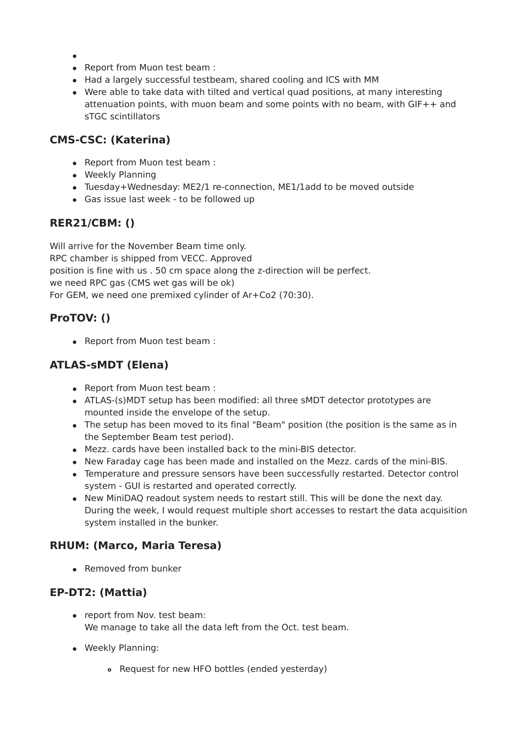- 
- Report from Muon test beam :
- Had a largely successful testbeam, shared cooling and ICS with MM
- Were able to take data with tilted and vertical quad positions, at many interesting attenuation points, with muon beam and some points with no beam, with GIF++ and sTGC scintillators

### CMS-CSC: (Katerina)

- Report from Muon test beam :
- Weekly Planning
- Tuesday+Wednesday: ME2/1 re-connection, ME1/1add to be moved outside
- Gas issue last week - to be followed up

### RER21/CBM: ()

Will arrive for the November Beam time only.
RPC chamber is shipped from VECC. Approved
position is fine with us . 50 cm space along the z-direction will be perfect.
we need RPC gas (CMS wet gas will be ok)
For GEM, we need one premixed cylinder of Ar+Co2 (70:30).

### ProTOV: ()

- Report from Muon test beam :

### ATLAS-sMDT (Elena)

- Report from Muon test beam :
- ATLAS-(s)MDT setup has been modified: all three sMDT detector prototypes are mounted inside the envelope of the setup.
- The setup has been moved to its final "Beam" position (the position is the same as in the September Beam test period).
- Mezz. cards have been installed back to the mini-BIS detector.
- New Faraday cage has been made and installed on the Mezz. cards of the mini-BIS.
- Temperature and pressure sensors have been successfully restarted. Detector control system - GUI is restarted and operated correctly.
- New MiniDAQ readout system needs to restart still. This will be done the next day. During the week, I would request multiple short accesses to restart the data acquisition system installed in the bunker.

### RHUM: (Marco, Maria Teresa)

- Removed from bunker

### EP-DT2: (Mattia)

- report from Nov. test beam:
  We manage to take all the data left from the Oct. test beam.

- Weekly Planning:

  - Request for new HFO bottles (ended yesterday)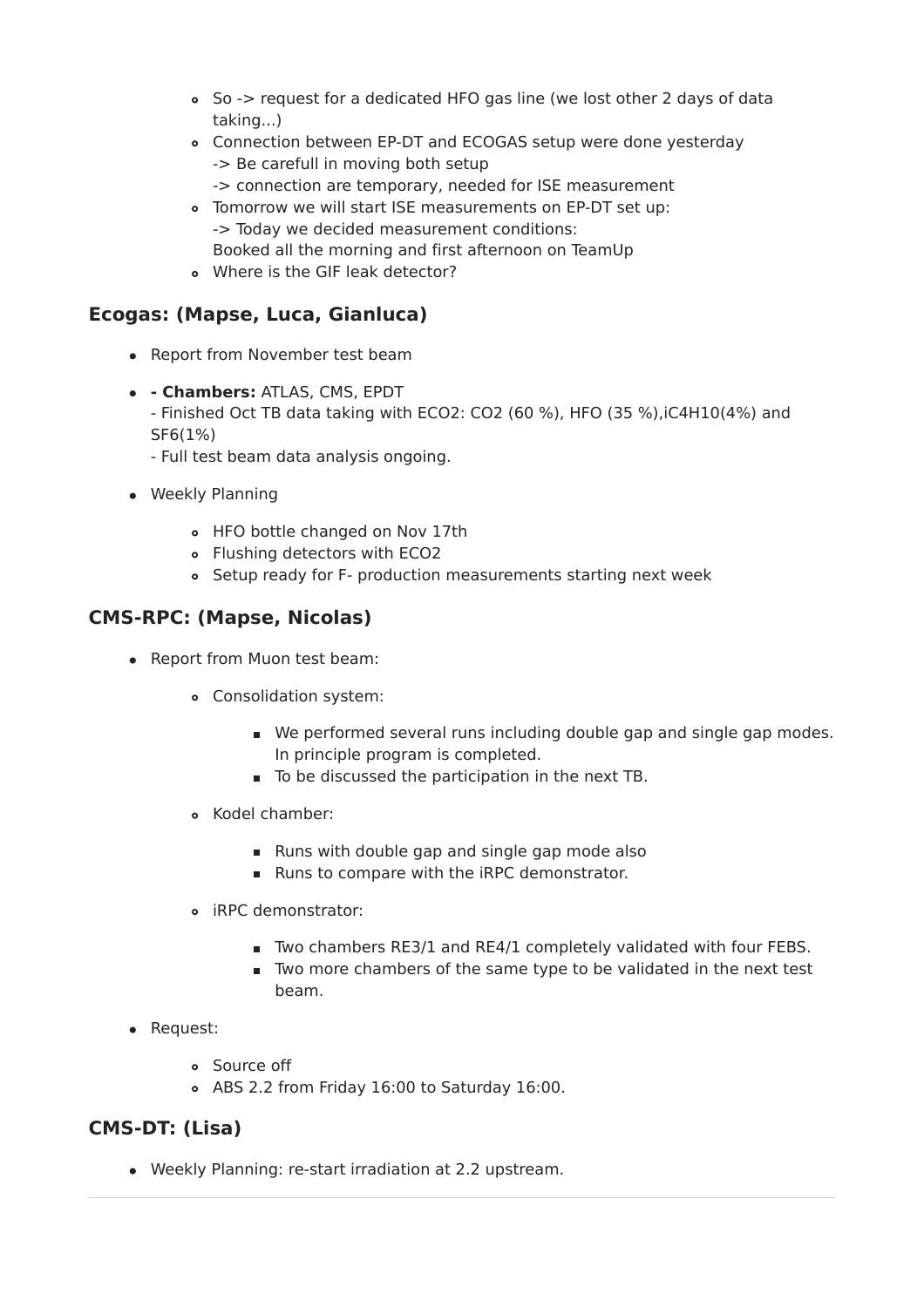- So -> request for a dedicated HFO gas line (we lost other 2 days of data taking...)
  - Connection between EP-DT and ECOGAS setup were done yesterday
    -> Be carefull in moving both setup
    -> connection are temporary, needed for ISE measurement
  - Tomorrow we will start ISE measurements on EP-DT set up:
    -> Today we decided measurement conditions:
    Booked all the morning and first afternoon on TeamUp
  - Where is the GIF leak detector?

### Ecogas: (Mapse, Luca, Gianluca)

- Report from November test beam
- **- Chambers:** ATLAS, CMS, EPDT
  - Finished Oct TB data taking with ECO2: $CO_2$ (60 %), HFO (35 %),i$C_4H_{10}$(4%) and $SF_6$(1%)
  - Full test beam data analysis ongoing.
- Weekly Planning
  - HFO bottle changed on Nov 17th
  - Flushing detectors with ECO2
  - Setup ready for F- production measurements starting next week

### CMS-RPC: (Mapse, Nicolas)

- Report from Muon test beam:
  - Consolidation system:
    - We performed several runs including double gap and single gap modes. In principle program is completed.
    - To be discussed the participation in the next TB.
  - Kodel chamber:
    - Runs with double gap and single gap mode also
    - Runs to compare with the iRPC demonstrator.
  - iRPC demonstrator:
    - Two chambers RE3/1 and RE4/1 completely validated with four FEBS.
    - Two more chambers of the same type to be validated in the next test beam.
- Request:
  - Source off
  - ABS 2.2 from Friday 16:00 to Saturday 16:00.

### CMS-DT: (Lisa)

- Weekly Planning: re-start irradiation at 2.2 upstream.

---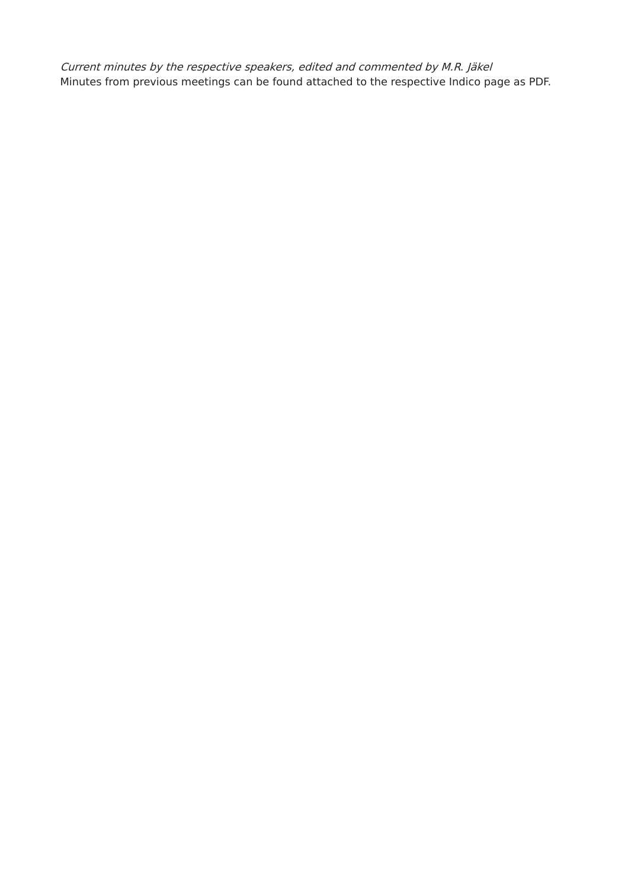*Current minutes by the respective speakers, edited and commented by M.R. Jäkel*
Minutes from previous meetings can be found attached to the respective Indico page as PDF.